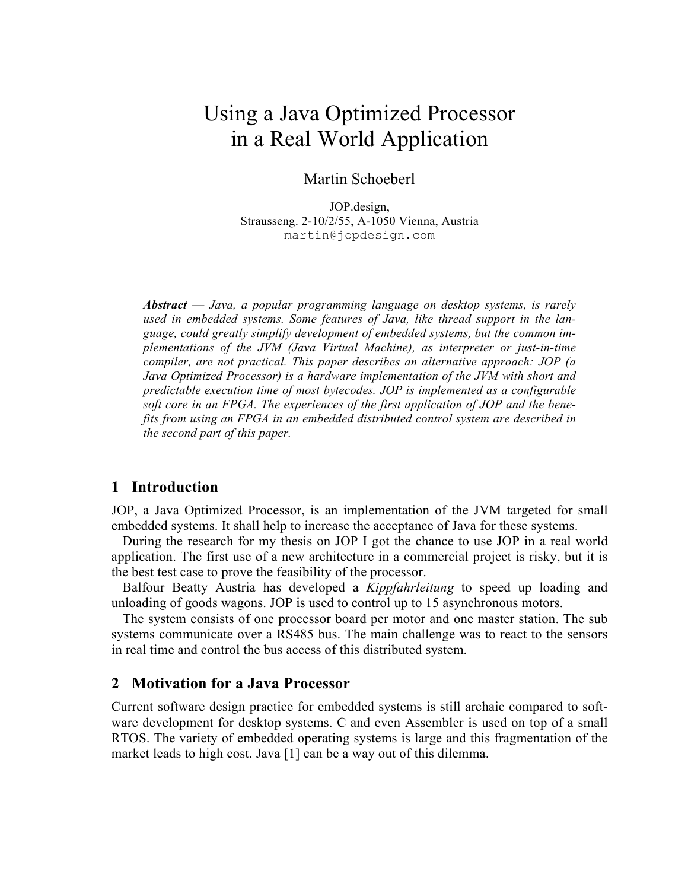# Using a Java Optimized Processor in a Real World Application

Martin Schoeberl

JOP.design,
Strausseng. 2-10/2/55, A-1050 Vienna, Austria
martin@jopdesign.com

***Abstract —*** *Java, a popular programming language on desktop systems, is rarely used in embedded systems. Some features of Java, like thread support in the language, could greatly simplify development of embedded systems, but the common implementations of the JVM (Java Virtual Machine), as interpreter or just-in-time compiler, are not practical. This paper describes an alternative approach: JOP (a Java Optimized Processor) is a hardware implementation of the JVM with short and predictable execution time of most bytecodes. JOP is implemented as a configurable soft core in an FPGA. The experiences of the first application of JOP and the benefits from using an FPGA in an embedded distributed control system are described in the second part of this paper.*

## 1 Introduction

JOP, a Java Optimized Processor, is an implementation of the JVM targeted for small embedded systems. It shall help to increase the acceptance of Java for these systems.

During the research for my thesis on JOP I got the chance to use JOP in a real world application. The first use of a new architecture in a commercial project is risky, but it is the best test case to prove the feasibility of the processor.

Balfour Beatty Austria has developed a *Kippfahrleitung* to speed up loading and unloading of goods wagons. JOP is used to control up to 15 asynchronous motors.

The system consists of one processor board per motor and one master station. The sub systems communicate over a RS485 bus. The main challenge was to react to the sensors in real time and control the bus access of this distributed system.

## 2 Motivation for a Java Processor

Current software design practice for embedded systems is still archaic compared to software development for desktop systems. C and even Assembler is used on top of a small RTOS. The variety of embedded operating systems is large and this fragmentation of the market leads to high cost. Java [1] can be a way out of this dilemma.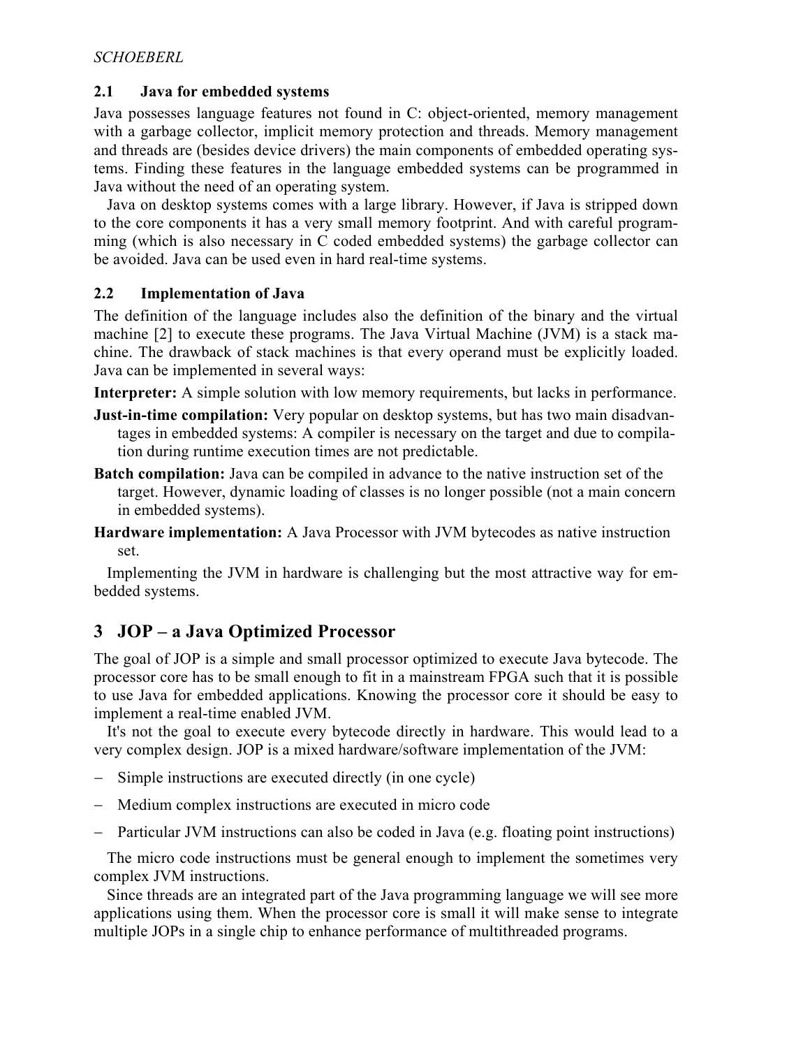### 2.1 Java for embedded systems

Java possesses language features not found in C: object-oriented, memory management with a garbage collector, implicit memory protection and threads. Memory management and threads are (besides device drivers) the main components of embedded operating systems. Finding these features in the language embedded systems can be programmed in Java without the need of an operating system.

Java on desktop systems comes with a large library. However, if Java is stripped down to the core components it has a very small memory footprint. And with careful programming (which is also necessary in C coded embedded systems) the garbage collector can be avoided. Java can be used even in hard real-time systems.

### 2.2 Implementation of Java

The definition of the language includes also the definition of the binary and the virtual machine [2] to execute these programs. The Java Virtual Machine (JVM) is a stack machine. The drawback of stack machines is that every operand must be explicitly loaded. Java can be implemented in several ways:

**Interpreter:** A simple solution with low memory requirements, but lacks in performance.

**Just-in-time compilation:** Very popular on desktop systems, but has two main disadvantages in embedded systems: A compiler is necessary on the target and due to compilation during runtime execution times are not predictable.

**Batch compilation:** Java can be compiled in advance to the native instruction set of the target. However, dynamic loading of classes is no longer possible (not a main concern in embedded systems).

**Hardware implementation:** A Java Processor with JVM bytecodes as native instruction set.

Implementing the JVM in hardware is challenging but the most attractive way for embedded systems.

## 3 JOP – a Java Optimized Processor

The goal of JOP is a simple and small processor optimized to execute Java bytecode. The processor core has to be small enough to fit in a mainstream FPGA such that it is possible to use Java for embedded applications. Knowing the processor core it should be easy to implement a real-time enabled JVM.

It's not the goal to execute every bytecode directly in hardware. This would lead to a very complex design. JOP is a mixed hardware/software implementation of the JVM:

- Simple instructions are executed directly (in one cycle)
- Medium complex instructions are executed in micro code
- Particular JVM instructions can also be coded in Java (e.g. floating point instructions)

The micro code instructions must be general enough to implement the sometimes very complex JVM instructions.

Since threads are an integrated part of the Java programming language we will see more applications using them. When the processor core is small it will make sense to integrate multiple JOPs in a single chip to enhance performance of multithreaded programs.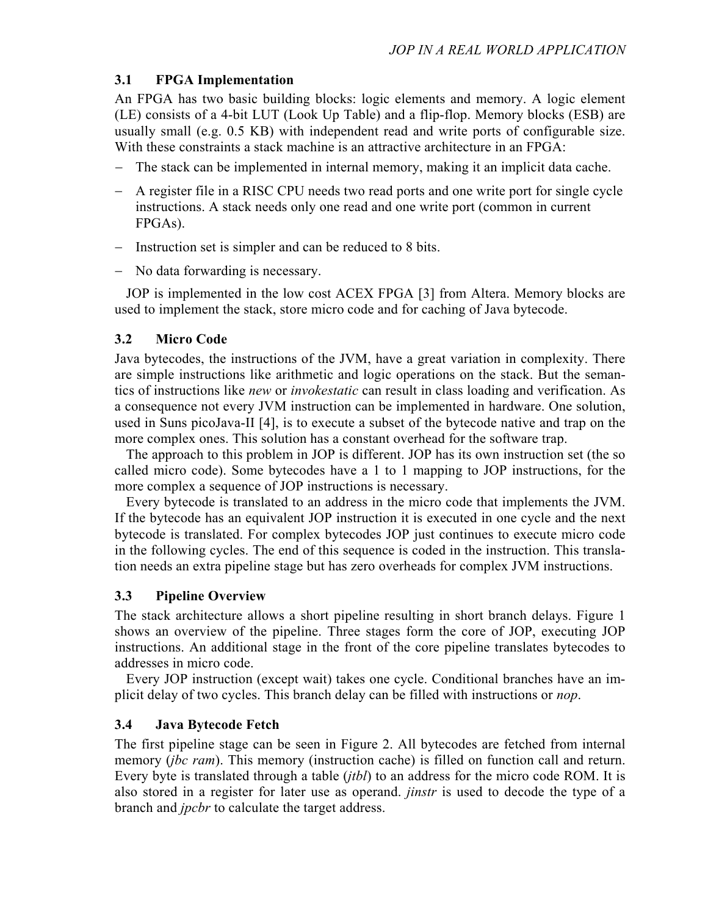### 3.1 FPGA Implementation

An FPGA has two basic building blocks: logic elements and memory. A logic element (LE) consists of a 4-bit LUT (Look Up Table) and a flip-flop. Memory blocks (ESB) are usually small (e.g. 0.5 KB) with independent read and write ports of configurable size. With these constraints a stack machine is an attractive architecture in an FPGA:

- The stack can be implemented in internal memory, making it an implicit data cache.
- A register file in a RISC CPU needs two read ports and one write port for single cycle instructions. A stack needs only one read and one write port (common in current FPGAs).
- Instruction set is simpler and can be reduced to 8 bits.
- No data forwarding is necessary.

JOP is implemented in the low cost ACEX FPGA [3] from Altera. Memory blocks are used to implement the stack, store micro code and for caching of Java bytecode.

### 3.2 Micro Code

Java bytecodes, the instructions of the JVM, have a great variation in complexity. There are simple instructions like arithmetic and logic operations on the stack. But the semantics of instructions like *new* or *invokestatic* can result in class loading and verification. As a consequence not every JVM instruction can be implemented in hardware. One solution, used in Suns picoJava-II [4], is to execute a subset of the bytecode native and trap on the more complex ones. This solution has a constant overhead for the software trap.

The approach to this problem in JOP is different. JOP has its own instruction set (the so called micro code). Some bytecodes have a 1 to 1 mapping to JOP instructions, for the more complex a sequence of JOP instructions is necessary.

Every bytecode is translated to an address in the micro code that implements the JVM. If the bytecode has an equivalent JOP instruction it is executed in one cycle and the next bytecode is translated. For complex bytecodes JOP just continues to execute micro code in the following cycles. The end of this sequence is coded in the instruction. This translation needs an extra pipeline stage but has zero overheads for complex JVM instructions.

### 3.3 Pipeline Overview

The stack architecture allows a short pipeline resulting in short branch delays. Figure 1 shows an overview of the pipeline. Three stages form the core of JOP, executing JOP instructions. An additional stage in the front of the core pipeline translates bytecodes to addresses in micro code.

Every JOP instruction (except wait) takes one cycle. Conditional branches have an implicit delay of two cycles. This branch delay can be filled with instructions or *nop*.

### 3.4 Java Bytecode Fetch

The first pipeline stage can be seen in Figure 2. All bytecodes are fetched from internal memory (*jbc ram*). This memory (instruction cache) is filled on function call and return. Every byte is translated through a table (*jtbl*) to an address for the micro code ROM. It is also stored in a register for later use as operand. *jinstr* is used to decode the type of a branch and *jpcbr* to calculate the target address.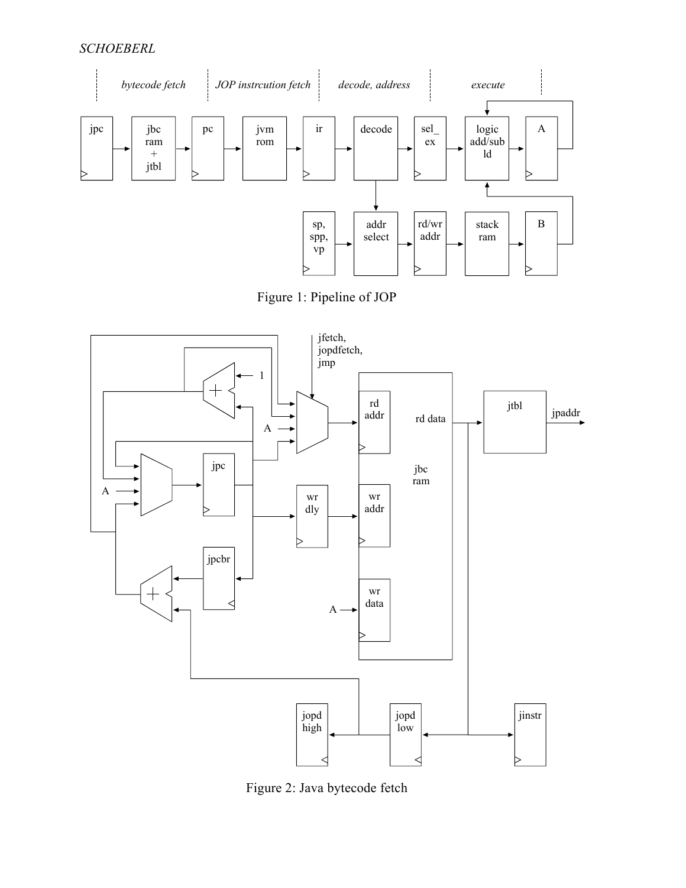Figure 1: Pipeline of JOP

Figure 2: Java bytecode fetch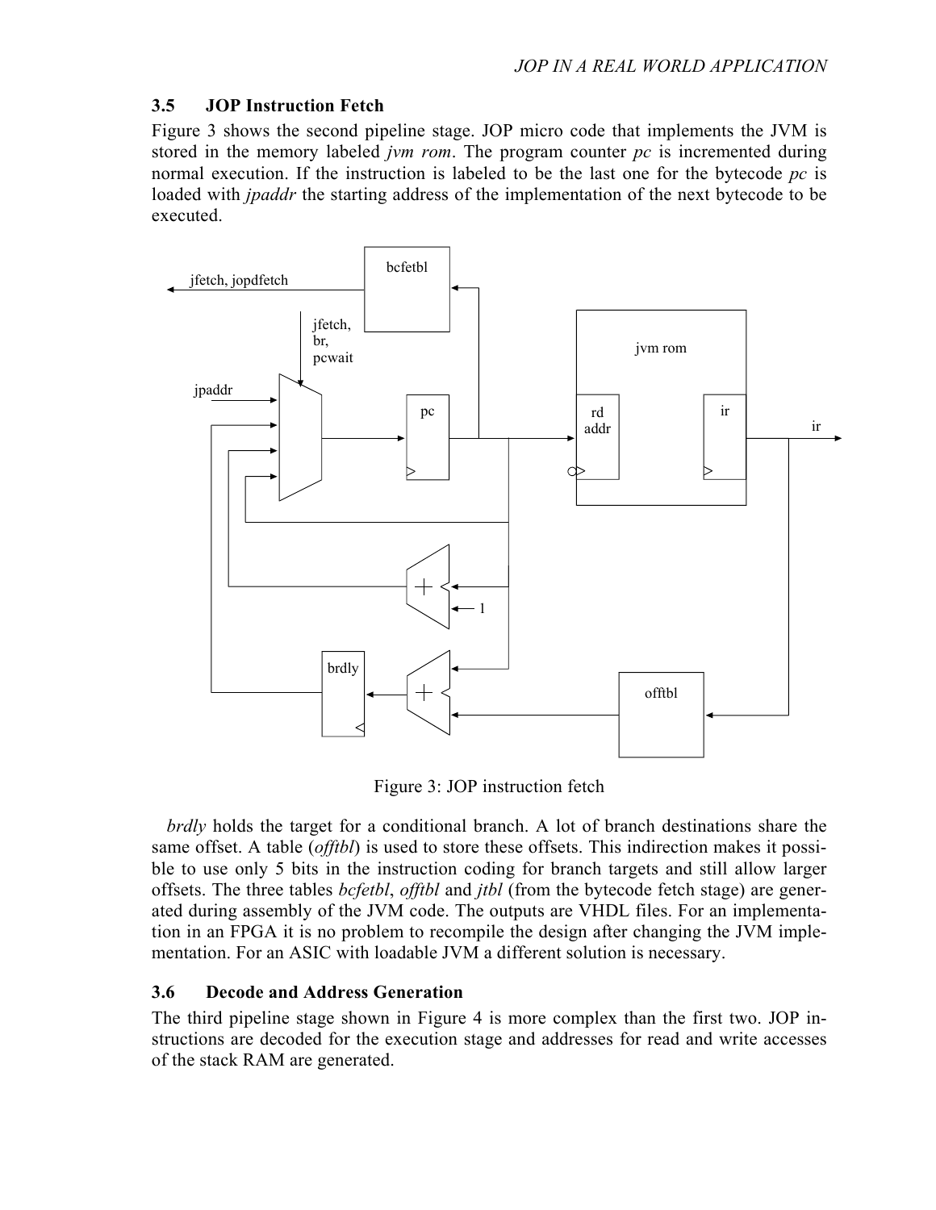### 3.5 JOP Instruction Fetch

Figure 3 shows the second pipeline stage. JOP micro code that implements the JVM is stored in the memory labeled *jvm rom*. The program counter *pc* is incremented during normal execution. If the instruction is labeled to be the last one for the bytecode *pc* is loaded with *jpaddr* the starting address of the implementation of the next bytecode to be executed.

Figure 3: JOP instruction fetch

*brdly* holds the target for a conditional branch. A lot of branch destinations share the same offset. A table (*offtbl*) is used to store these offsets. This indirection makes it possible to use only 5 bits in the instruction coding for branch targets and still allow larger offsets. The three tables *bcfetbl*, *offtbl* and *jtbl* (from the bytecode fetch stage) are generated during assembly of the JVM code. The outputs are VHDL files. For an implementation in an FPGA it is no problem to recompile the design after changing the JVM implementation. For an ASIC with loadable JVM a different solution is necessary.

### 3.6 Decode and Address Generation

The third pipeline stage shown in Figure 4 is more complex than the first two. JOP instructions are decoded for the execution stage and addresses for read and write accesses of the stack RAM are generated.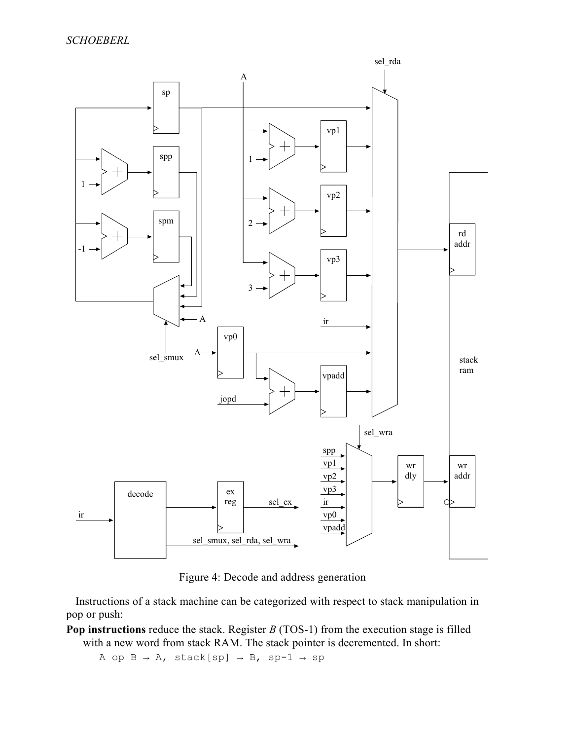Figure 4: Decode and address generation

Instructions of a stack machine can be categorized with respect to stack manipulation in pop or push:

**Pop instructions** reduce the stack. Register *B* (TOS-1) from the execution stage is filled with a new word from stack RAM. The stack pointer is decremented. In short:

```
A op B → A, stack[sp] → B, sp-1 → sp
```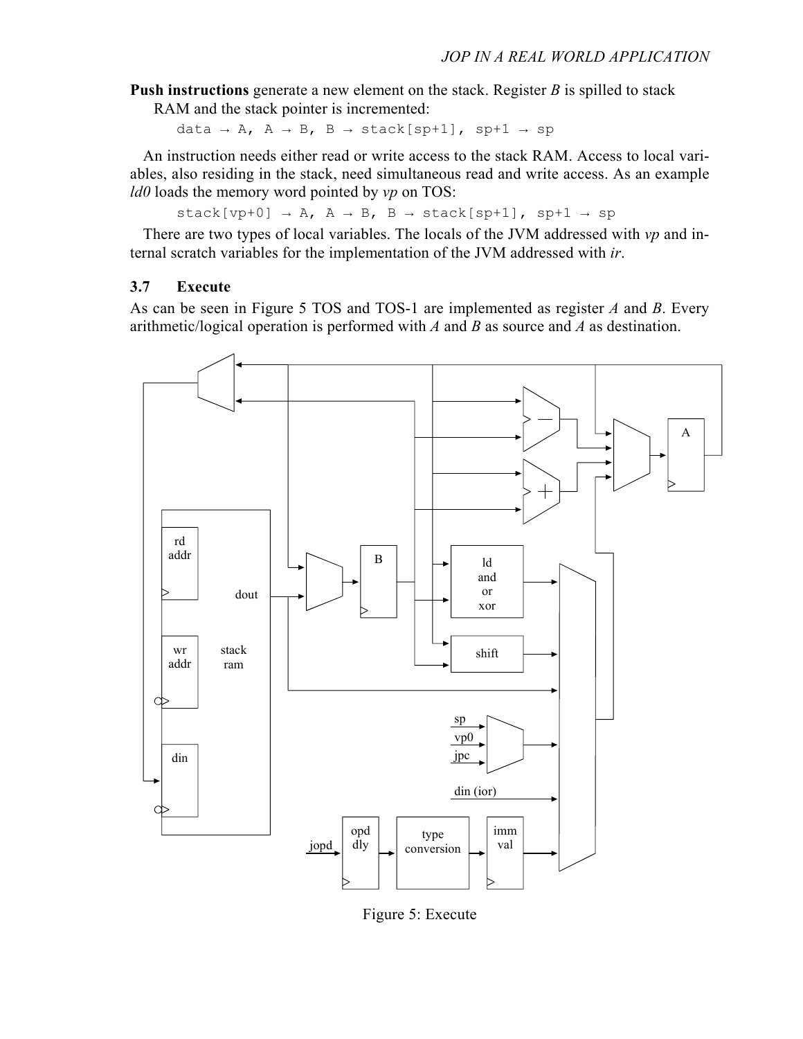**Push instructions** generate a new element on the stack. Register *B* is spilled to stack RAM and the stack pointer is incremented:

```
data → A, A → B, B → stack[sp+1], sp+1 → sp
```

An instruction needs either read or write access to the stack RAM. Access to local variables, also residing in the stack, need simultaneous read and write access. As an example *ld0* loads the memory word pointed by *vp* on TOS:

```
stack[vp+0] → A, A → B, B → stack[sp+1], sp+1 → sp
```

There are two types of local variables. The locals of the JVM addressed with *vp* and internal scratch variables for the implementation of the JVM addressed with *ir*.

### 3.7 Execute

As can be seen in Figure 5 TOS and TOS-1 are implemented as register *A* and *B*. Every arithmetic/logical operation is performed with *A* and *B* as source and *A* as destination.

Figure 5: Execute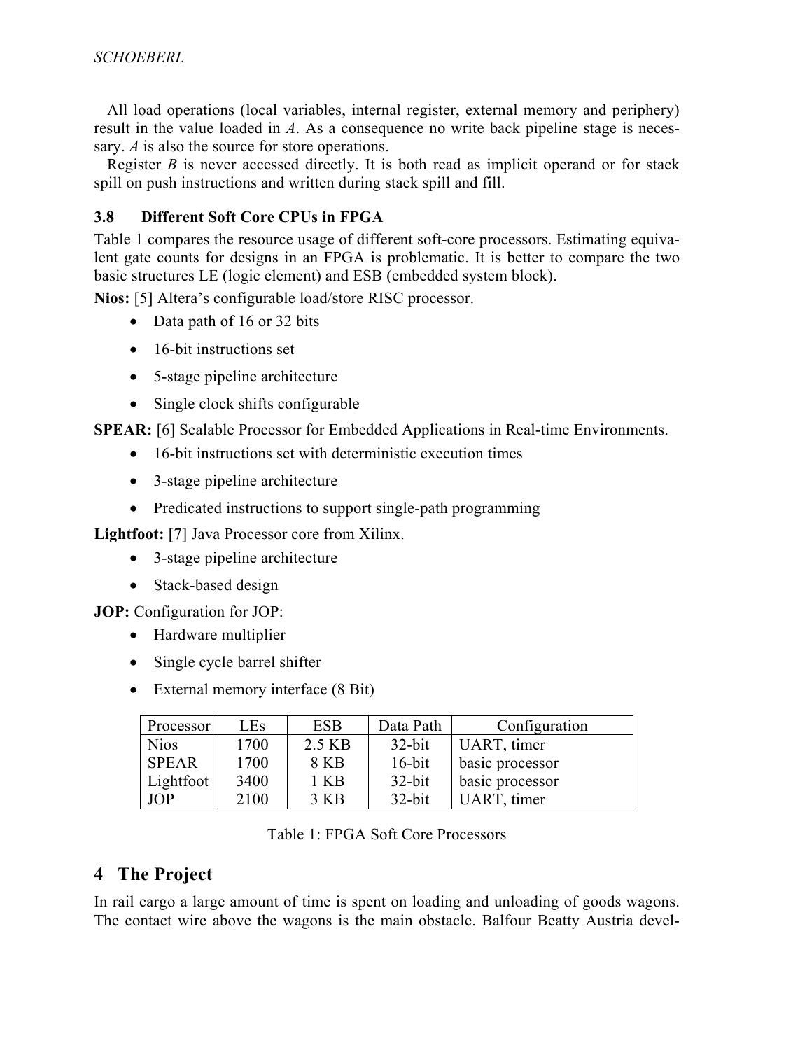All load operations (local variables, internal register, external memory and periphery) result in the value loaded in *A*. As a consequence no write back pipeline stage is necessary. *A* is also the source for store operations.

Register *B* is never accessed directly. It is both read as implicit operand or for stack spill on push instructions and written during stack spill and fill.

### 3.8 Different Soft Core CPUs in FPGA

Table 1 compares the resource usage of different soft-core processors. Estimating equivalent gate counts for designs in an FPGA is problematic. It is better to compare the two basic structures LE (logic element) and ESB (embedded system block).

**Nios:** [5] Altera's configurable load/store RISC processor.

- Data path of 16 or 32 bits
- 16-bit instructions set
- 5-stage pipeline architecture
- Single clock shifts configurable

**SPEAR:** [6] Scalable Processor for Embedded Applications in Real-time Environments.

- 16-bit instructions set with deterministic execution times
- 3-stage pipeline architecture
- Predicated instructions to support single-path programming

**Lightfoot:** [7] Java Processor core from Xilinx.

- 3-stage pipeline architecture
- Stack-based design

**JOP:** Configuration for JOP:

- Hardware multiplier
- Single cycle barrel shifter
- External memory interface (8 Bit)

| Processor | LEs | ESB | Data Path | Configuration |
|---|---|---|---|---|
| Nios | 1700 | 2.5 KB | 32-bit | UART, timer |
| SPEAR | 1700 | 8 KB | 16-bit | basic processor |
| Lightfoot | 3400 | 1 KB | 32-bit | basic processor |
| JOP | 2100 | 3 KB | 32-bit | UART, timer |

Table 1: FPGA Soft Core Processors

## 4 The Project

In rail cargo a large amount of time is spent on loading and unloading of goods wagons. The contact wire above the wagons is the main obstacle. Balfour Beatty Austria devel-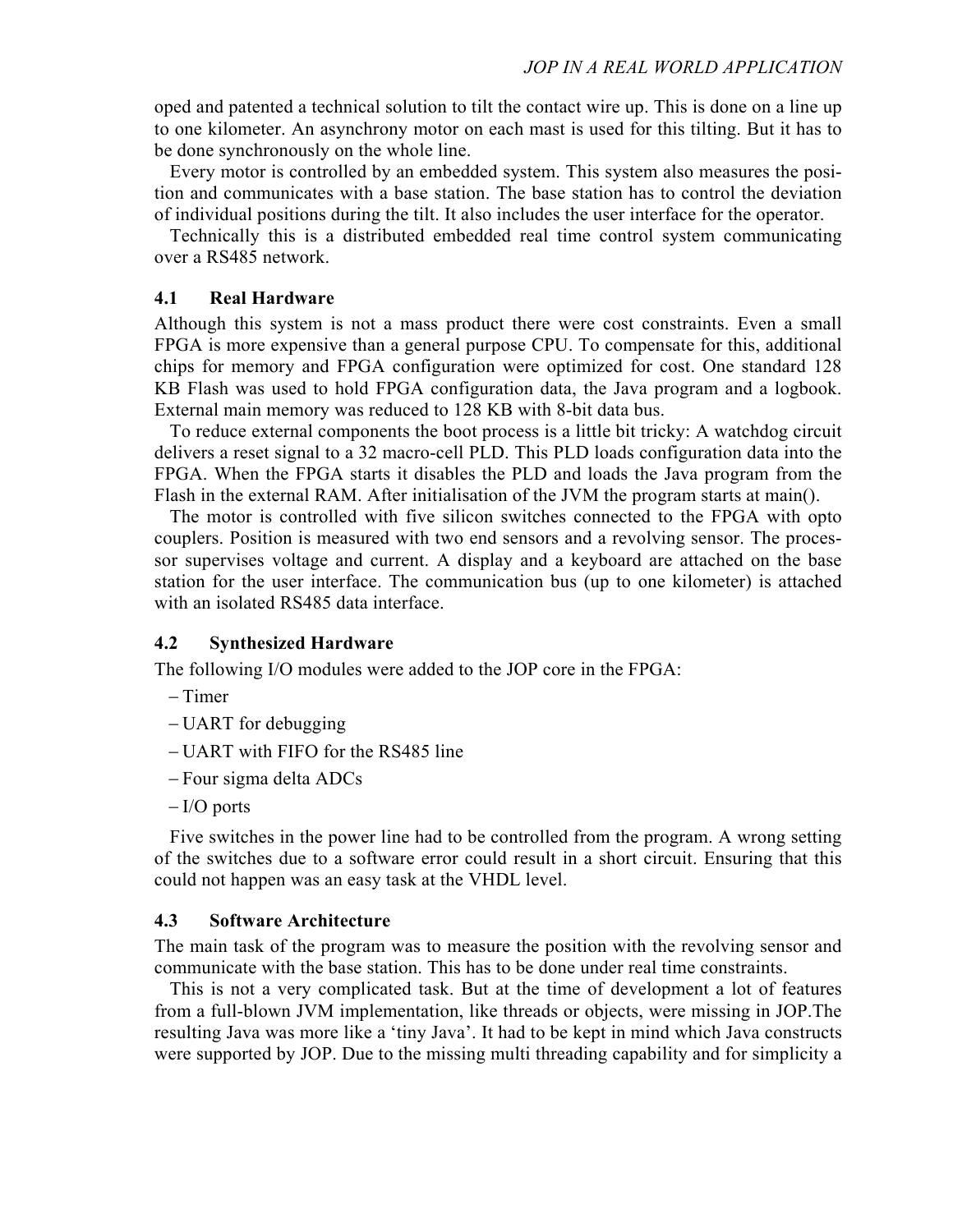oped and patented a technical solution to tilt the contact wire up. This is done on a line up to one kilometer. An asynchrony motor on each mast is used for this tilting. But it has to be done synchronously on the whole line.

Every motor is controlled by an embedded system. This system also measures the position and communicates with a base station. The base station has to control the deviation of individual positions during the tilt. It also includes the user interface for the operator.

Technically this is a distributed embedded real time control system communicating over a RS485 network.

### 4.1 Real Hardware

Although this system is not a mass product there were cost constraints. Even a small FPGA is more expensive than a general purpose CPU. To compensate for this, additional chips for memory and FPGA configuration were optimized for cost. One standard 128 KB Flash was used to hold FPGA configuration data, the Java program and a logbook. External main memory was reduced to 128 KB with 8-bit data bus.

To reduce external components the boot process is a little bit tricky: A watchdog circuit delivers a reset signal to a 32 macro-cell PLD. This PLD loads configuration data into the FPGA. When the FPGA starts it disables the PLD and loads the Java program from the Flash in the external RAM. After initialisation of the JVM the program starts at main().

The motor is controlled with five silicon switches connected to the FPGA with opto couplers. Position is measured with two end sensors and a revolving sensor. The processor supervises voltage and current. A display and a keyboard are attached on the base station for the user interface. The communication bus (up to one kilometer) is attached with an isolated RS485 data interface.

### 4.2 Synthesized Hardware

The following I/O modules were added to the JOP core in the FPGA:

- Timer
- UART for debugging
- UART with FIFO for the RS485 line
- Four sigma delta ADCs
- I/O ports

Five switches in the power line had to be controlled from the program. A wrong setting of the switches due to a software error could result in a short circuit. Ensuring that this could not happen was an easy task at the VHDL level.

### 4.3 Software Architecture

The main task of the program was to measure the position with the revolving sensor and communicate with the base station. This has to be done under real time constraints.

This is not a very complicated task. But at the time of development a lot of features from a full-blown JVM implementation, like threads or objects, were missing in JOP.The resulting Java was more like a 'tiny Java'. It had to be kept in mind which Java constructs were supported by JOP. Due to the missing multi threading capability and for simplicity a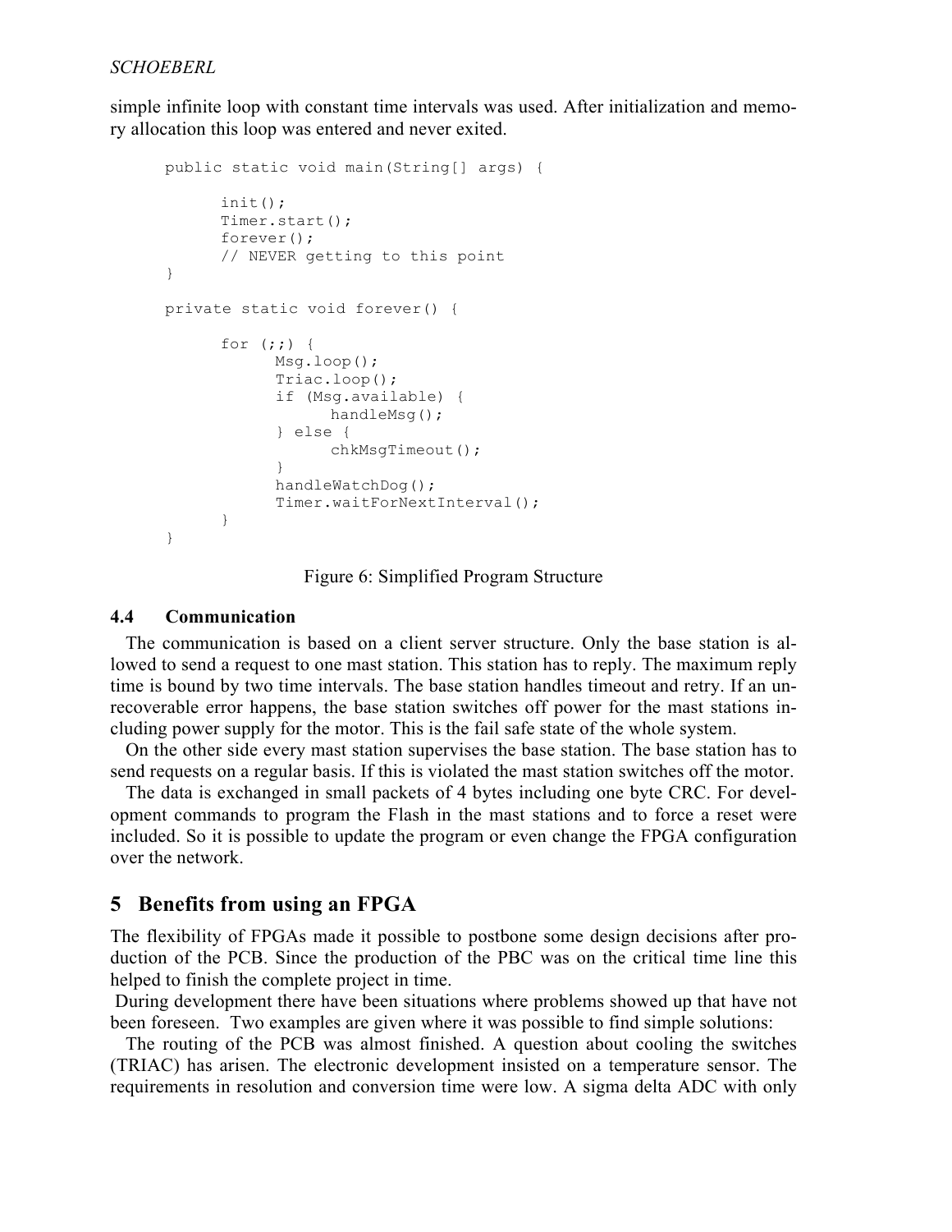simple infinite loop with constant time intervals was used. After initialization and memory allocation this loop was entered and never exited.

```
public static void main(String[] args) {

      init();
      Timer.start();
      forever();
      // NEVER getting to this point
}

private static void forever() {

      for (;;) {
            Msg.loop();
            Triac.loop();
            if (Msg.available) {
                  handleMsg();
            } else {
                  chkMsgTimeout();
            }
            handleWatchDog();
            Timer.waitForNextInterval();
      }
}
```

Figure 6: Simplified Program Structure

### 4.4 Communication

The communication is based on a client server structure. Only the base station is allowed to send a request to one mast station. This station has to reply. The maximum reply time is bound by two time intervals. The base station handles timeout and retry. If an unrecoverable error happens, the base station switches off power for the mast stations including power supply for the motor. This is the fail safe state of the whole system.

On the other side every mast station supervises the base station. The base station has to send requests on a regular basis. If this is violated the mast station switches off the motor.

The data is exchanged in small packets of 4 bytes including one byte CRC. For development commands to program the Flash in the mast stations and to force a reset were included. So it is possible to update the program or even change the FPGA configuration over the network.

## 5 Benefits from using an FPGA

The flexibility of FPGAs made it possible to postbone some design decisions after production of the PCB. Since the production of the PBC was on the critical time line this helped to finish the complete project in time.

During development there have been situations where problems showed up that have not been foreseen. Two examples are given where it was possible to find simple solutions:

The routing of the PCB was almost finished. A question about cooling the switches (TRIAC) has arisen. The electronic development insisted on a temperature sensor. The requirements in resolution and conversion time were low. A sigma delta ADC with only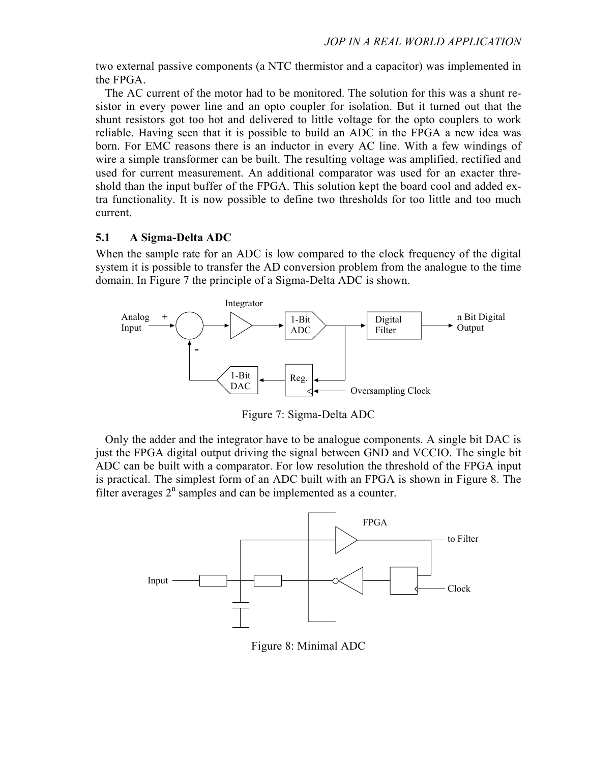two external passive components (a NTC thermistor and a capacitor) was implemented in the FPGA.

The AC current of the motor had to be monitored. The solution for this was a shunt resistor in every power line and an opto coupler for isolation. But it turned out that the shunt resistors got too hot and delivered to little voltage for the opto couplers to work reliable. Having seen that it is possible to build an ADC in the FPGA a new idea was born. For EMC reasons there is an inductor in every AC line. With a few windings of wire a simple transformer can be built. The resulting voltage was amplified, rectified and used for current measurement. An additional comparator was used for an exacter threshold than the input buffer of the FPGA. This solution kept the board cool and added extra functionality. It is now possible to define two thresholds for too little and too much current.

## 5.1 A Sigma-Delta ADC

When the sample rate for an ADC is low compared to the clock frequency of the digital system it is possible to transfer the AD conversion problem from the analogue to the time domain. In Figure 7 the principle of a Sigma-Delta ADC is shown.

Figure 7: Sigma-Delta ADC

Only the adder and the integrator have to be analogue components. A single bit DAC is just the FPGA digital output driving the signal between GND and VCCIO. The single bit ADC can be built with a comparator. For low resolution the threshold of the FPGA input is practical. The simplest form of an ADC built with an FPGA is shown in Figure 8. The filter averages $2^n$ samples and can be implemented as a counter.

Figure 8: Minimal ADC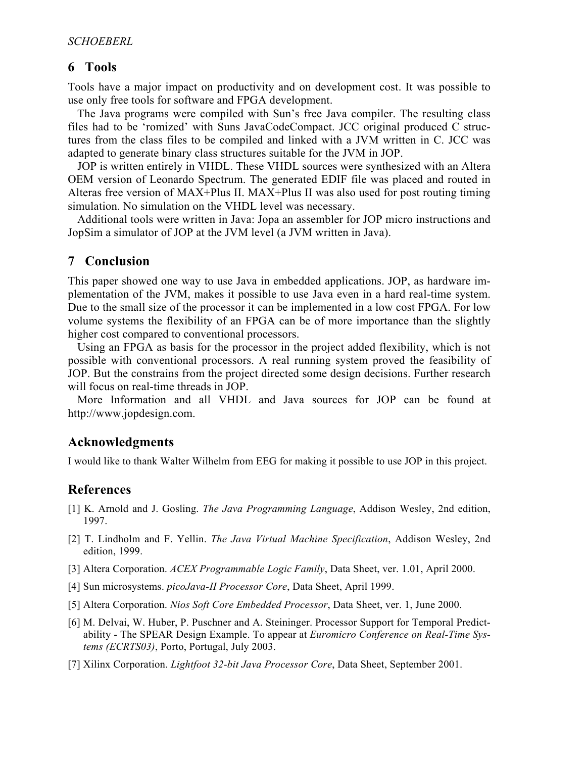## 6 Tools

Tools have a major impact on productivity and on development cost. It was possible to use only free tools for software and FPGA development.

The Java programs were compiled with Sun's free Java compiler. The resulting class files had to be 'romized' with Suns JavaCodeCompact. JCC original produced C structures from the class files to be compiled and linked with a JVM written in C. JCC was adapted to generate binary class structures suitable for the JVM in JOP.

JOP is written entirely in VHDL. These VHDL sources were synthesized with an Altera OEM version of Leonardo Spectrum. The generated EDIF file was placed and routed in Alteras free version of MAX+Plus II. MAX+Plus II was also used for post routing timing simulation. No simulation on the VHDL level was necessary.

Additional tools were written in Java: Jopa an assembler for JOP micro instructions and JopSim a simulator of JOP at the JVM level (a JVM written in Java).

## 7 Conclusion

This paper showed one way to use Java in embedded applications. JOP, as hardware implementation of the JVM, makes it possible to use Java even in a hard real-time system. Due to the small size of the processor it can be implemented in a low cost FPGA. For low volume systems the flexibility of an FPGA can be of more importance than the slightly higher cost compared to conventional processors.

Using an FPGA as basis for the processor in the project added flexibility, which is not possible with conventional processors. A real running system proved the feasibility of JOP. But the constrains from the project directed some design decisions. Further research will focus on real-time threads in JOP.

More Information and all VHDL and Java sources for JOP can be found at http://www.jopdesign.com.

## Acknowledgments

I would like to thank Walter Wilhelm from EEG for making it possible to use JOP in this project.

## References

[1] K. Arnold and J. Gosling. *The Java Programming Language*, Addison Wesley, 2nd edition, 1997.

[2] T. Lindholm and F. Yellin. *The Java Virtual Machine Specification*, Addison Wesley, 2nd edition, 1999.

[3] Altera Corporation. *ACEX Programmable Logic Family*, Data Sheet, ver. 1.01, April 2000.

[4] Sun microsystems. *picoJava-II Processor Core*, Data Sheet, April 1999.

[5] Altera Corporation. *Nios Soft Core Embedded Processor*, Data Sheet, ver. 1, June 2000.

[6] M. Delvai, W. Huber, P. Puschner and A. Steininger. Processor Support for Temporal Predictability - The SPEAR Design Example. To appear at *Euromicro Conference on Real-Time Systems (ECRTS03)*, Porto, Portugal, July 2003.

[7] Xilinx Corporation. *Lightfoot 32-bit Java Processor Core*, Data Sheet, September 2001.